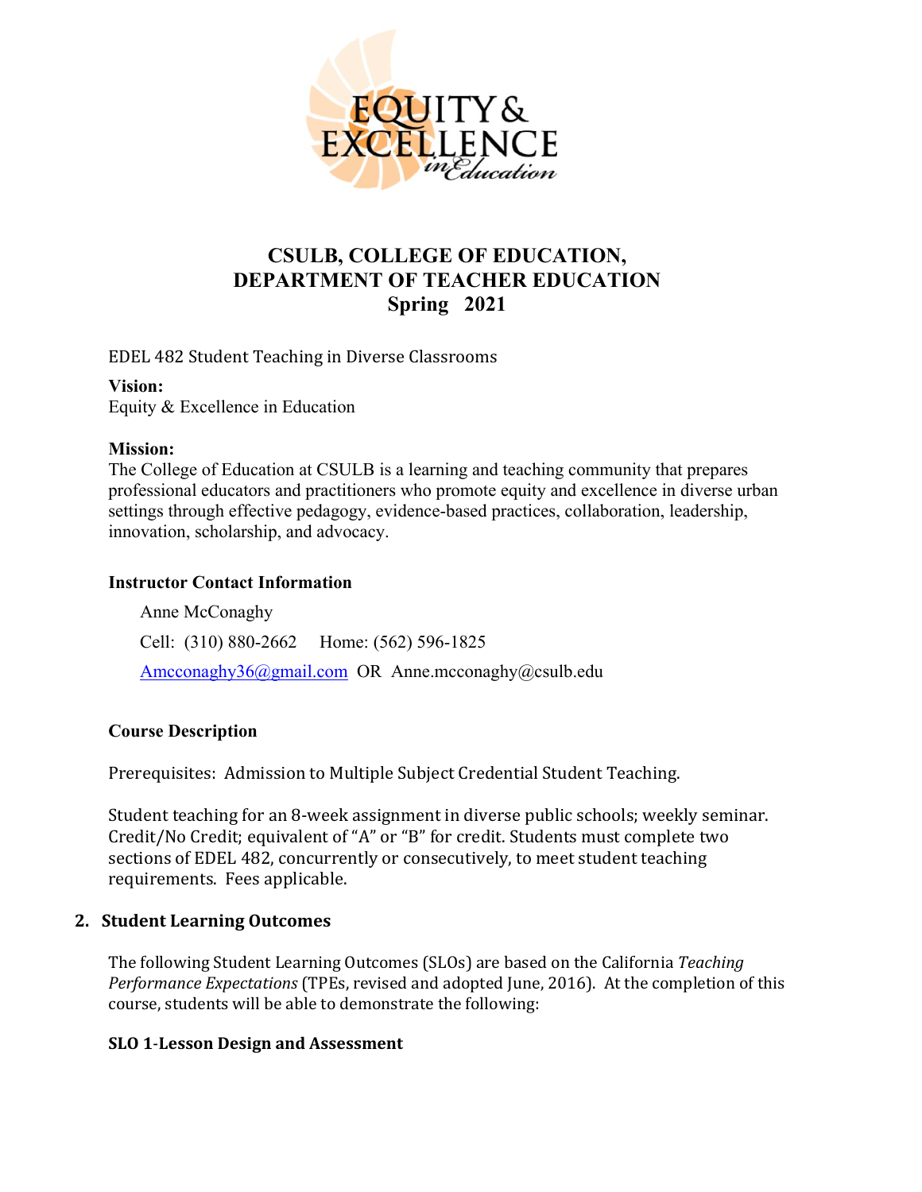# CSULB, COLLEGE OF EDUCATION, DEPARTMENT OF TEACHER EDUCATION
## Spring 2021

EDEL 482 Student Teaching in Diverse Classrooms

**Vision:**
Equity & Excellence in Education

**Mission:**
The College of Education at CSULB is a learning and teaching community that prepares professional educators and practitioners who promote equity and excellence in diverse urban settings through effective pedagogy, evidence-based practices, collaboration, leadership, innovation, scholarship, and advocacy.

### Instructor Contact Information

Anne McConaghy

Cell: (310) 880-2662 Home: (562) 596-1825

Amcconaghy36@gmail.com OR Anne.mcconaghy@csulb.edu

### Course Description

Prerequisites: Admission to Multiple Subject Credential Student Teaching.

Student teaching for an 8-week assignment in diverse public schools; weekly seminar. Credit/No Credit; equivalent of "A" or "B" for credit. Students must complete two sections of EDEL 482, concurrently or consecutively, to meet student teaching requirements. Fees applicable.

### 2. Student Learning Outcomes

The following Student Learning Outcomes (SLOs) are based on the California *Teaching Performance Expectations* (TPEs, revised and adopted June, 2016). At the completion of this course, students will be able to demonstrate the following:

**SLO 1-Lesson Design and Assessment**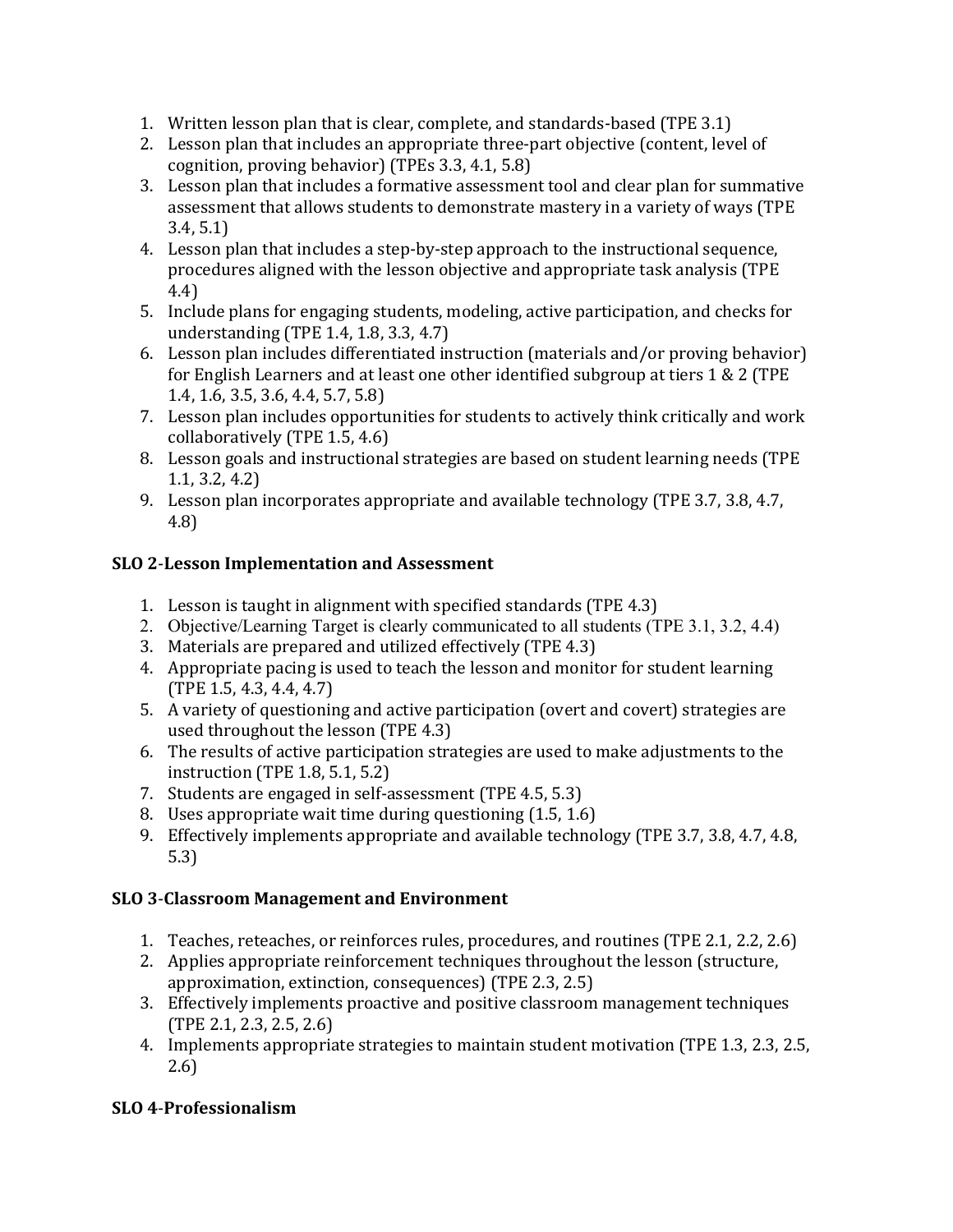1. Written lesson plan that is clear, complete, and standards-based (TPE 3.1)
2. Lesson plan that includes an appropriate three-part objective (content, level of cognition, proving behavior) (TPEs 3.3, 4.1, 5.8)
3. Lesson plan that includes a formative assessment tool and clear plan for summative assessment that allows students to demonstrate mastery in a variety of ways (TPE 3.4, 5.1)
4. Lesson plan that includes a step-by-step approach to the instructional sequence, procedures aligned with the lesson objective and appropriate task analysis (TPE 4.4)
5. Include plans for engaging students, modeling, active participation, and checks for understanding (TPE 1.4, 1.8, 3.3, 4.7)
6. Lesson plan includes differentiated instruction (materials and/or proving behavior) for English Learners and at least one other identified subgroup at tiers 1 & 2 (TPE 1.4, 1.6, 3.5, 3.6, 4.4, 5.7, 5.8)
7. Lesson plan includes opportunities for students to actively think critically and work collaboratively (TPE 1.5, 4.6)
8. Lesson goals and instructional strategies are based on student learning needs (TPE 1.1, 3.2, 4.2)
9. Lesson plan incorporates appropriate and available technology (TPE 3.7, 3.8, 4.7, 4.8)

**SLO 2-Lesson Implementation and Assessment**

1. Lesson is taught in alignment with specified standards (TPE 4.3)
2. Objective/Learning Target is clearly communicated to all students (TPE 3.1, 3.2, 4.4)
3. Materials are prepared and utilized effectively (TPE 4.3)
4. Appropriate pacing is used to teach the lesson and monitor for student learning (TPE 1.5, 4.3, 4.4, 4.7)
5. A variety of questioning and active participation (overt and covert) strategies are used throughout the lesson (TPE 4.3)
6. The results of active participation strategies are used to make adjustments to the instruction (TPE 1.8, 5.1, 5.2)
7. Students are engaged in self-assessment (TPE 4.5, 5.3)
8. Uses appropriate wait time during questioning (1.5, 1.6)
9. Effectively implements appropriate and available technology (TPE 3.7, 3.8, 4.7, 4.8, 5.3)

**SLO 3-Classroom Management and Environment**

1. Teaches, reteaches, or reinforces rules, procedures, and routines (TPE 2.1, 2.2, 2.6)
2. Applies appropriate reinforcement techniques throughout the lesson (structure, approximation, extinction, consequences) (TPE 2.3, 2.5)
3. Effectively implements proactive and positive classroom management techniques (TPE 2.1, 2.3, 2.5, 2.6)
4. Implements appropriate strategies to maintain student motivation (TPE 1.3, 2.3, 2.5, 2.6)

**SLO 4-Professionalism**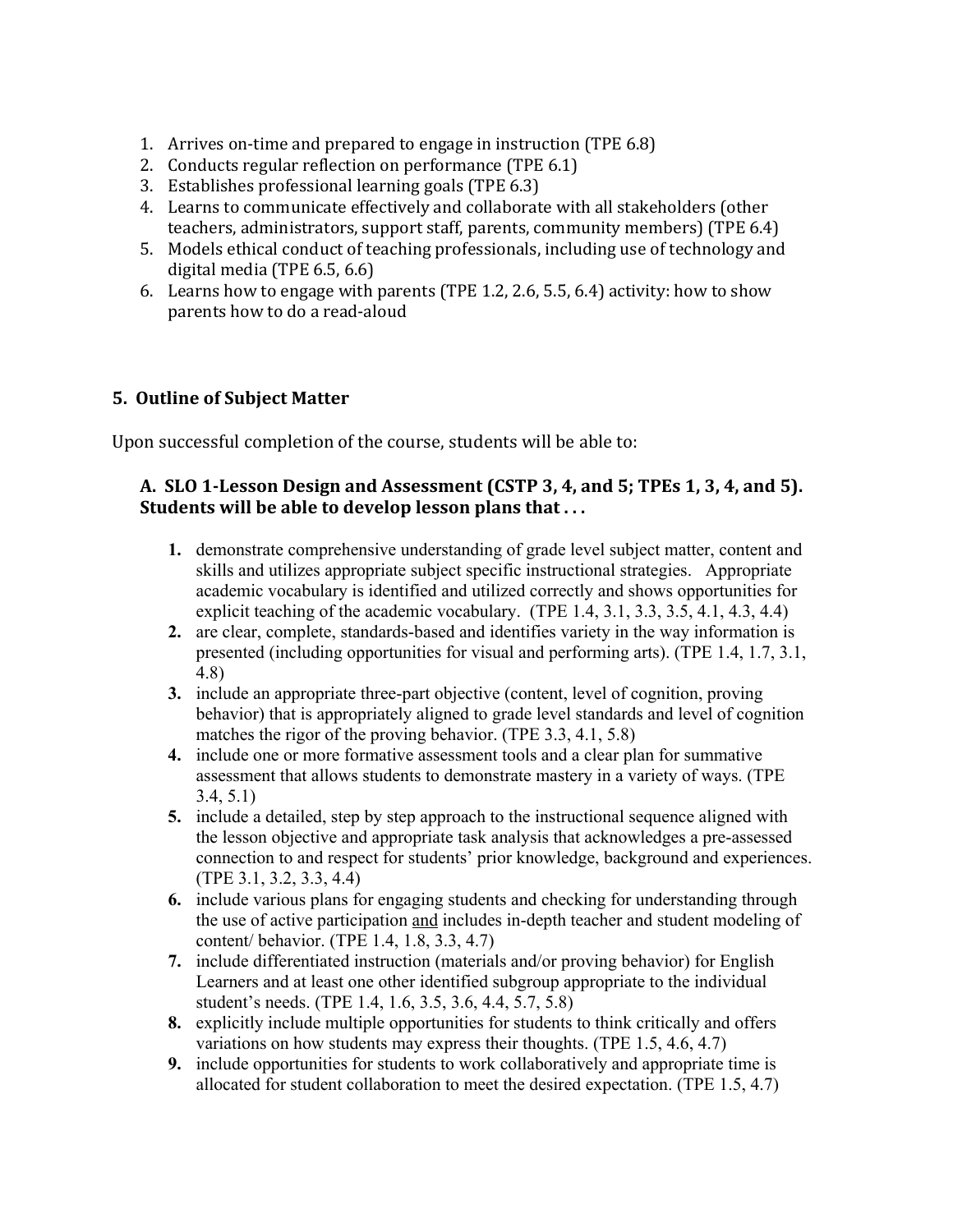1. Arrives on-time and prepared to engage in instruction (TPE 6.8)
2. Conducts regular reflection on performance (TPE 6.1)
3. Establishes professional learning goals (TPE 6.3)
4. Learns to communicate effectively and collaborate with all stakeholders (other teachers, administrators, support staff, parents, community members) (TPE 6.4)
5. Models ethical conduct of teaching professionals, including use of technology and digital media (TPE 6.5, 6.6)
6. Learns how to engage with parents (TPE 1.2, 2.6, 5.5, 6.4) activity: how to show parents how to do a read-aloud

## 5. Outline of Subject Matter

Upon successful completion of the course, students will be able to:

### A. SLO 1-Lesson Design and Assessment (CSTP 3, 4, and 5; TPEs 1, 3, 4, and 5). Students will be able to develop lesson plans that . . .

1. demonstrate comprehensive understanding of grade level subject matter, content and skills and utilizes appropriate subject specific instructional strategies. Appropriate academic vocabulary is identified and utilized correctly and shows opportunities for explicit teaching of the academic vocabulary. (TPE 1.4, 3.1, 3.3, 3.5, 4.1, 4.3, 4.4)
2. are clear, complete, standards-based and identifies variety in the way information is presented (including opportunities for visual and performing arts). (TPE 1.4, 1.7, 3.1, 4.8)
3. include an appropriate three-part objective (content, level of cognition, proving behavior) that is appropriately aligned to grade level standards and level of cognition matches the rigor of the proving behavior. (TPE 3.3, 4.1, 5.8)
4. include one or more formative assessment tools and a clear plan for summative assessment that allows students to demonstrate mastery in a variety of ways. (TPE 3.4, 5.1)
5. include a detailed, step by step approach to the instructional sequence aligned with the lesson objective and appropriate task analysis that acknowledges a pre-assessed connection to and respect for students' prior knowledge, background and experiences. (TPE 3.1, 3.2, 3.3, 4.4)
6. include various plans for engaging students and checking for understanding through the use of active participation and includes in-depth teacher and student modeling of content/ behavior. (TPE 1.4, 1.8, 3.3, 4.7)
7. include differentiated instruction (materials and/or proving behavior) for English Learners and at least one other identified subgroup appropriate to the individual student's needs. (TPE 1.4, 1.6, 3.5, 3.6, 4.4, 5.7, 5.8)
8. explicitly include multiple opportunities for students to think critically and offers variations on how students may express their thoughts. (TPE 1.5, 4.6, 4.7)
9. include opportunities for students to work collaboratively and appropriate time is allocated for student collaboration to meet the desired expectation. (TPE 1.5, 4.7)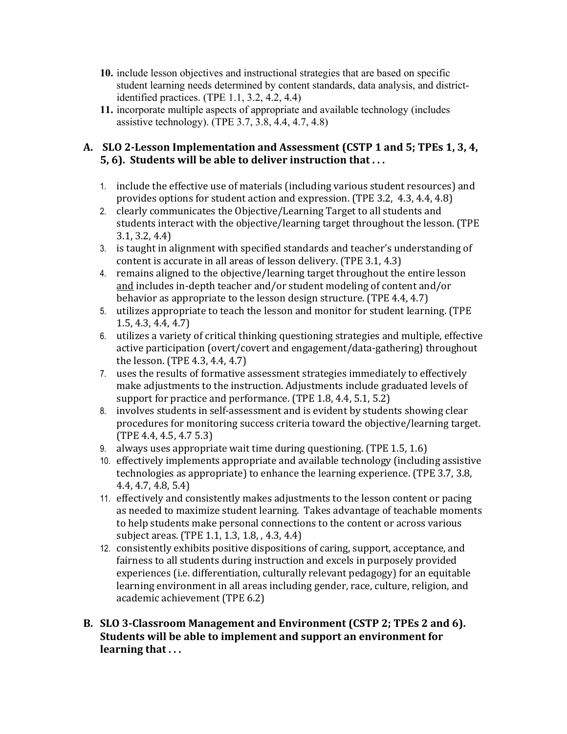10. include lesson objectives and instructional strategies that are based on specific student learning needs determined by content standards, data analysis, and district-identified practices. (TPE 1.1, 3.2, 4.2, 4.4)
11. incorporate multiple aspects of appropriate and available technology (includes assistive technology). (TPE 3.7, 3.8, 4.4, 4.7, 4.8)

### A. SLO 2-Lesson Implementation and Assessment (CSTP 1 and 5; TPEs 1, 3, 4, 5, 6). Students will be able to deliver instruction that . . .

1. include the effective use of materials (including various student resources) and provides options for student action and expression. (TPE 3.2, 4.3, 4.4, 4.8)
2. clearly communicates the Objective/Learning Target to all students and students interact with the objective/learning target throughout the lesson. (TPE 3.1, 3.2, 4.4)
3. is taught in alignment with specified standards and teacher's understanding of content is accurate in all areas of lesson delivery. (TPE 3.1, 4.3)
4. remains aligned to the objective/learning target throughout the entire lesson <u>and</u> includes in-depth teacher and/or student modeling of content and/or behavior as appropriate to the lesson design structure. (TPE 4.4, 4.7)
5. utilizes appropriate to teach the lesson and monitor for student learning. (TPE 1.5, 4.3, 4.4, 4.7)
6. utilizes a variety of critical thinking questioning strategies and multiple, effective active participation (overt/covert and engagement/data-gathering) throughout the lesson. (TPE 4.3, 4.4, 4.7)
7. uses the results of formative assessment strategies immediately to effectively make adjustments to the instruction. Adjustments include graduated levels of support for practice and performance. (TPE 1.8, 4.4, 5.1, 5.2)
8. involves students in self-assessment and is evident by students showing clear procedures for monitoring success criteria toward the objective/learning target. (TPE 4.4, 4.5, 4.7 5.3)
9. always uses appropriate wait time during questioning. (TPE 1.5, 1.6)
10. effectively implements appropriate and available technology (including assistive technologies as appropriate) to enhance the learning experience. (TPE 3.7, 3.8, 4.4, 4.7, 4.8, 5.4)
11. effectively and consistently makes adjustments to the lesson content or pacing as needed to maximize student learning. Takes advantage of teachable moments to help students make personal connections to the content or across various subject areas. (TPE 1.1, 1.3, 1.8, , 4.3, 4.4)
12. consistently exhibits positive dispositions of caring, support, acceptance, and fairness to all students during instruction and excels in purposely provided experiences (i.e. differentiation, culturally relevant pedagogy) for an equitable learning environment in all areas including gender, race, culture, religion, and academic achievement (TPE 6.2)

### B. SLO 3-Classroom Management and Environment (CSTP 2; TPEs 2 and 6). Students will be able to implement and support an environment for learning that . . .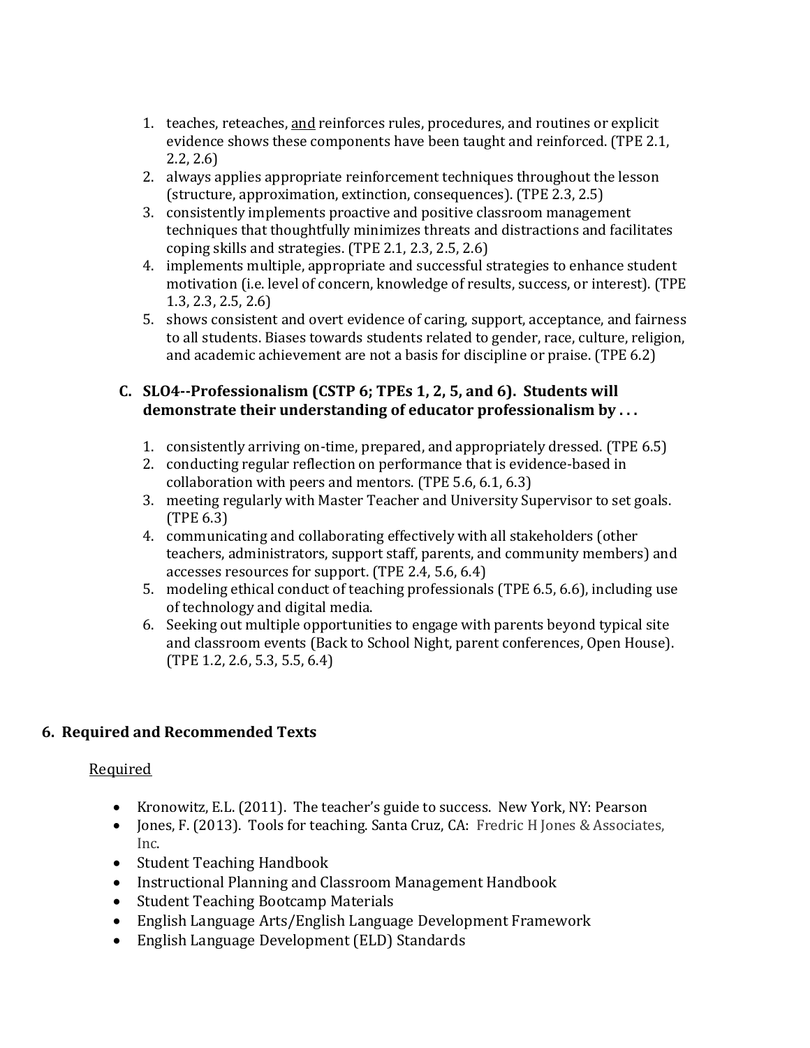1. teaches, reteaches, <u>and</u> reinforces rules, procedures, and routines or explicit evidence shows these components have been taught and reinforced. (TPE 2.1, 2.2, 2.6)
2. always applies appropriate reinforcement techniques throughout the lesson (structure, approximation, extinction, consequences). (TPE 2.3, 2.5)
3. consistently implements proactive and positive classroom management techniques that thoughtfully minimizes threats and distractions and facilitates coping skills and strategies. (TPE 2.1, 2.3, 2.5, 2.6)
4. implements multiple, appropriate and successful strategies to enhance student motivation (i.e. level of concern, knowledge of results, success, or interest). (TPE 1.3, 2.3, 2.5, 2.6)
5. shows consistent and overt evidence of caring, support, acceptance, and fairness to all students. Biases towards students related to gender, race, culture, religion, and academic achievement are not a basis for discipline or praise. (TPE 6.2)

**C. SLO4--Professionalism (CSTP 6; TPEs 1, 2, 5, and 6). Students will demonstrate their understanding of educator professionalism by . . .**

1. consistently arriving on-time, prepared, and appropriately dressed. (TPE 6.5)
2. conducting regular reflection on performance that is evidence-based in collaboration with peers and mentors. (TPE 5.6, 6.1, 6.3)
3. meeting regularly with Master Teacher and University Supervisor to set goals. (TPE 6.3)
4. communicating and collaborating effectively with all stakeholders (other teachers, administrators, support staff, parents, and community members) and accesses resources for support. (TPE 2.4, 5.6, 6.4)
5. modeling ethical conduct of teaching professionals (TPE 6.5, 6.6), including use of technology and digital media.
6. Seeking out multiple opportunities to engage with parents beyond typical site and classroom events (Back to School Night, parent conferences, Open House). (TPE 1.2, 2.6, 5.3, 5.5, 6.4)

## 6. Required and Recommended Texts

<u>Required</u>

- Kronowitz, E.L. (2011). The teacher's guide to success. New York, NY: Pearson
- Jones, F. (2013). Tools for teaching. Santa Cruz, CA: Fredric H Jones & Associates, Inc.
- Student Teaching Handbook
- Instructional Planning and Classroom Management Handbook
- Student Teaching Bootcamp Materials
- English Language Arts/English Language Development Framework
- English Language Development (ELD) Standards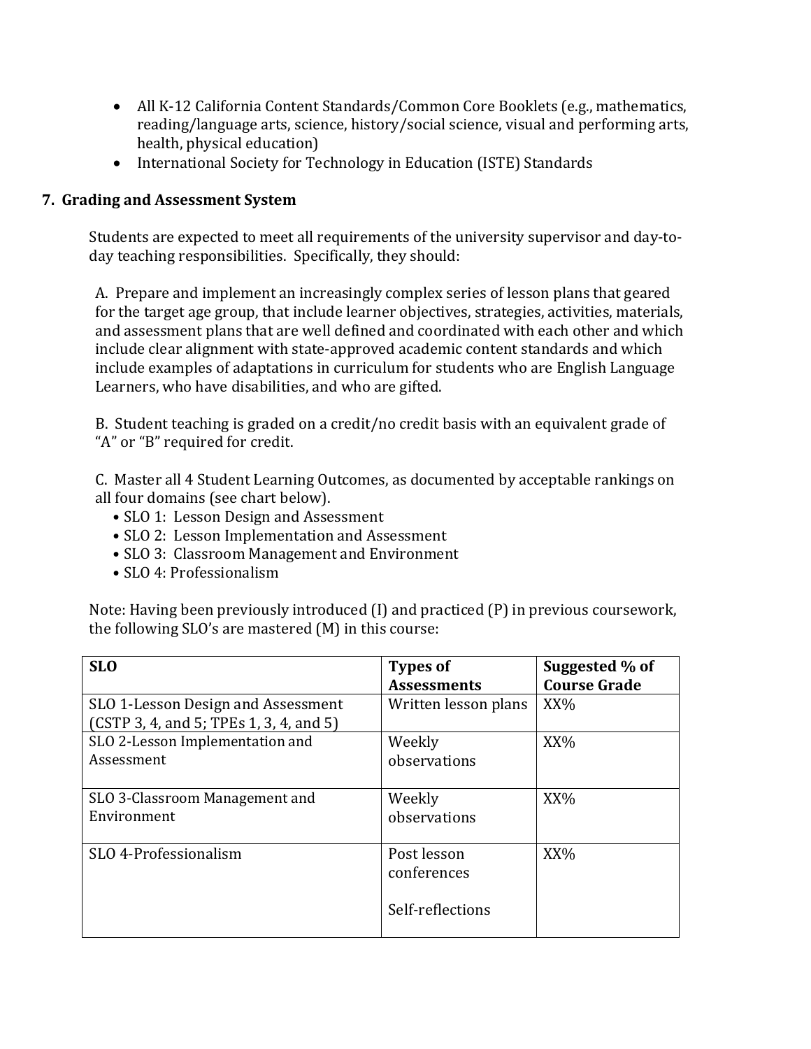- All K-12 California Content Standards/Common Core Booklets (e.g., mathematics, reading/language arts, science, history/social science, visual and performing arts, health, physical education)
- International Society for Technology in Education (ISTE) Standards

## 7. Grading and Assessment System

Students are expected to meet all requirements of the university supervisor and day-to-day teaching responsibilities. Specifically, they should:

A. Prepare and implement an increasingly complex series of lesson plans that geared for the target age group, that include learner objectives, strategies, activities, materials, and assessment plans that are well defined and coordinated with each other and which include clear alignment with state-approved academic content standards and which include examples of adaptations in curriculum for students who are English Language Learners, who have disabilities, and who are gifted.

B. Student teaching is graded on a credit/no credit basis with an equivalent grade of "A" or "B" required for credit.

C. Master all 4 Student Learning Outcomes, as documented by acceptable rankings on all four domains (see chart below).

- SLO 1: Lesson Design and Assessment
- SLO 2: Lesson Implementation and Assessment
- SLO 3: Classroom Management and Environment
- SLO 4: Professionalism

Note: Having been previously introduced (I) and practiced (P) in previous coursework, the following SLO's are mastered (M) in this course:

| SLO | Types of Assessments | Suggested % of Course Grade |
|---|---|---|
| SLO 1-Lesson Design and Assessment (CSTP 3, 4, and 5; TPEs 1, 3, 4, and 5) | Written lesson plans | XX% |
| SLO 2-Lesson Implementation and Assessment | Weekly observations | XX% |
| SLO 3-Classroom Management and Environment | Weekly observations | XX% |
| SLO 4-Professionalism | Post lesson conferences<br><br>Self-reflections | XX% |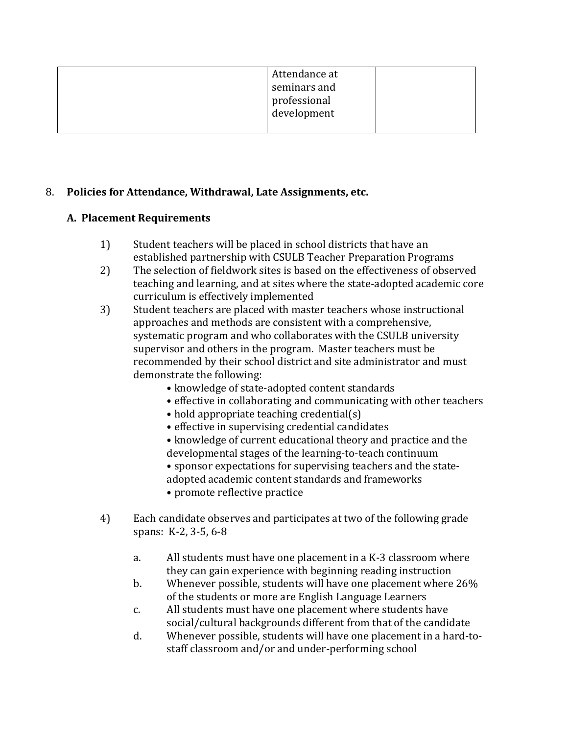| | | |
|---|---|---|
| | Attendance at seminars and professional development | |

8. **Policies for Attendance, Withdrawal, Late Assignments, etc.**

**A. Placement Requirements**

1) Student teachers will be placed in school districts that have an established partnership with CSULB Teacher Preparation Programs
2) The selection of fieldwork sites is based on the effectiveness of observed teaching and learning, and at sites where the state-adopted academic core curriculum is effectively implemented
3) Student teachers are placed with master teachers whose instructional approaches and methods are consistent with a comprehensive, systematic program and who collaborates with the CSULB university supervisor and others in the program. Master teachers must be recommended by their school district and site administrator and must demonstrate the following:
   - knowledge of state-adopted content standards
   - effective in collaborating and communicating with other teachers
   - hold appropriate teaching credential(s)
   - effective in supervising credential candidates
   - knowledge of current educational theory and practice and the developmental stages of the learning-to-teach continuum
   - sponsor expectations for supervising teachers and the state-adopted academic content standards and frameworks
   - promote reflective practice

4) Each candidate observes and participates at two of the following grade spans: K-2, 3-5, 6-8

   a. All students must have one placement in a K-3 classroom where they can gain experience with beginning reading instruction
   b. Whenever possible, students will have one placement where 26% of the students or more are English Language Learners
   c. All students must have one placement where students have social/cultural backgrounds different from that of the candidate
   d. Whenever possible, students will have one placement in a hard-to-staff classroom and/or and under-performing school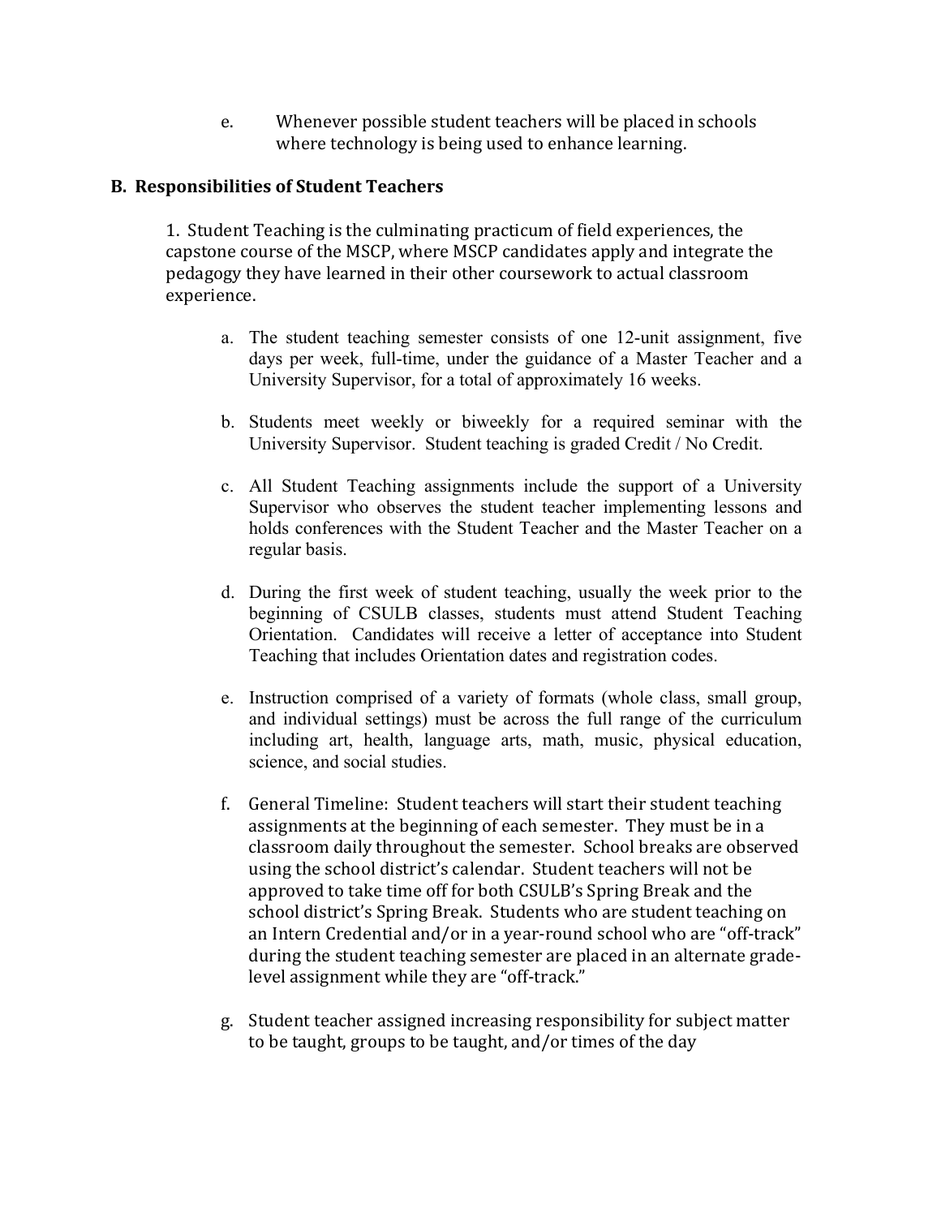e. Whenever possible student teachers will be placed in schools where technology is being used to enhance learning.

**B. Responsibilities of Student Teachers**

1. Student Teaching is the culminating practicum of field experiences, the capstone course of the MSCP, where MSCP candidates apply and integrate the pedagogy they have learned in their other coursework to actual classroom experience.

   a. The student teaching semester consists of one 12-unit assignment, five days per week, full-time, under the guidance of a Master Teacher and a University Supervisor, for a total of approximately 16 weeks.

   b. Students meet weekly or biweekly for a required seminar with the University Supervisor. Student teaching is graded Credit / No Credit.

   c. All Student Teaching assignments include the support of a University Supervisor who observes the student teacher implementing lessons and holds conferences with the Student Teacher and the Master Teacher on a regular basis.

   d. During the first week of student teaching, usually the week prior to the beginning of CSULB classes, students must attend Student Teaching Orientation. Candidates will receive a letter of acceptance into Student Teaching that includes Orientation dates and registration codes.

   e. Instruction comprised of a variety of formats (whole class, small group, and individual settings) must be across the full range of the curriculum including art, health, language arts, math, music, physical education, science, and social studies.

   f. General Timeline: Student teachers will start their student teaching assignments at the beginning of each semester. They must be in a classroom daily throughout the semester. School breaks are observed using the school district's calendar. Student teachers will not be approved to take time off for both CSULB's Spring Break and the school district's Spring Break. Students who are student teaching on an Intern Credential and/or in a year-round school who are "off-track" during the student teaching semester are placed in an alternate grade-level assignment while they are "off-track."

   g. Student teacher assigned increasing responsibility for subject matter to be taught, groups to be taught, and/or times of the day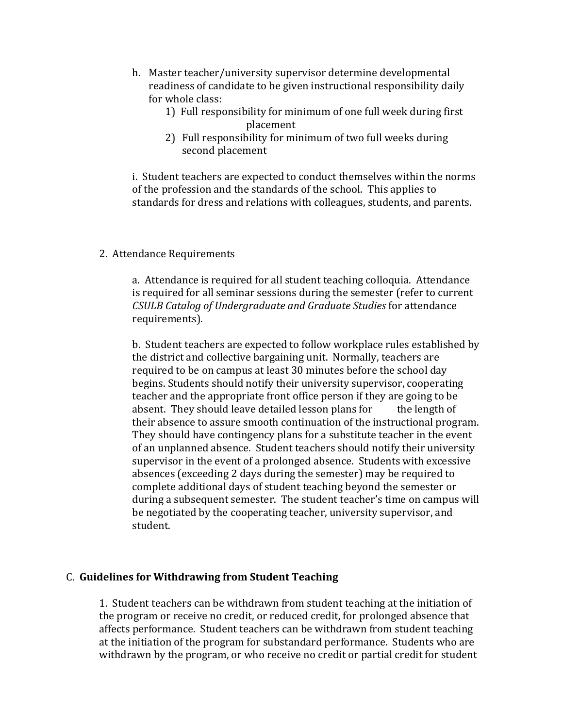h. Master teacher/university supervisor determine developmental readiness of candidate to be given instructional responsibility daily for whole class:

   1) Full responsibility for minimum of one full week during first placement
   2) Full responsibility for minimum of two full weeks during second placement

i. Student teachers are expected to conduct themselves within the norms of the profession and the standards of the school. This applies to standards for dress and relations with colleagues, students, and parents.

2. Attendance Requirements

a. Attendance is required for all student teaching colloquia. Attendance is required for all seminar sessions during the semester (refer to current *CSULB Catalog of Undergraduate and Graduate Studies* for attendance requirements).

b. Student teachers are expected to follow workplace rules established by the district and collective bargaining unit. Normally, teachers are required to be on campus at least 30 minutes before the school day begins. Students should notify their university supervisor, cooperating teacher and the appropriate front office person if they are going to be absent. They should leave detailed lesson plans for the length of their absence to assure smooth continuation of the instructional program. They should have contingency plans for a substitute teacher in the event of an unplanned absence. Student teachers should notify their university supervisor in the event of a prolonged absence. Students with excessive absences (exceeding 2 days during the semester) may be required to complete additional days of student teaching beyond the semester or during a subsequent semester. The student teacher's time on campus will be negotiated by the cooperating teacher, university supervisor, and student.

## C. **Guidelines for Withdrawing from Student Teaching**

1. Student teachers can be withdrawn from student teaching at the initiation of the program or receive no credit, or reduced credit, for prolonged absence that affects performance. Student teachers can be withdrawn from student teaching at the initiation of the program for substandard performance. Students who are withdrawn by the program, or who receive no credit or partial credit for student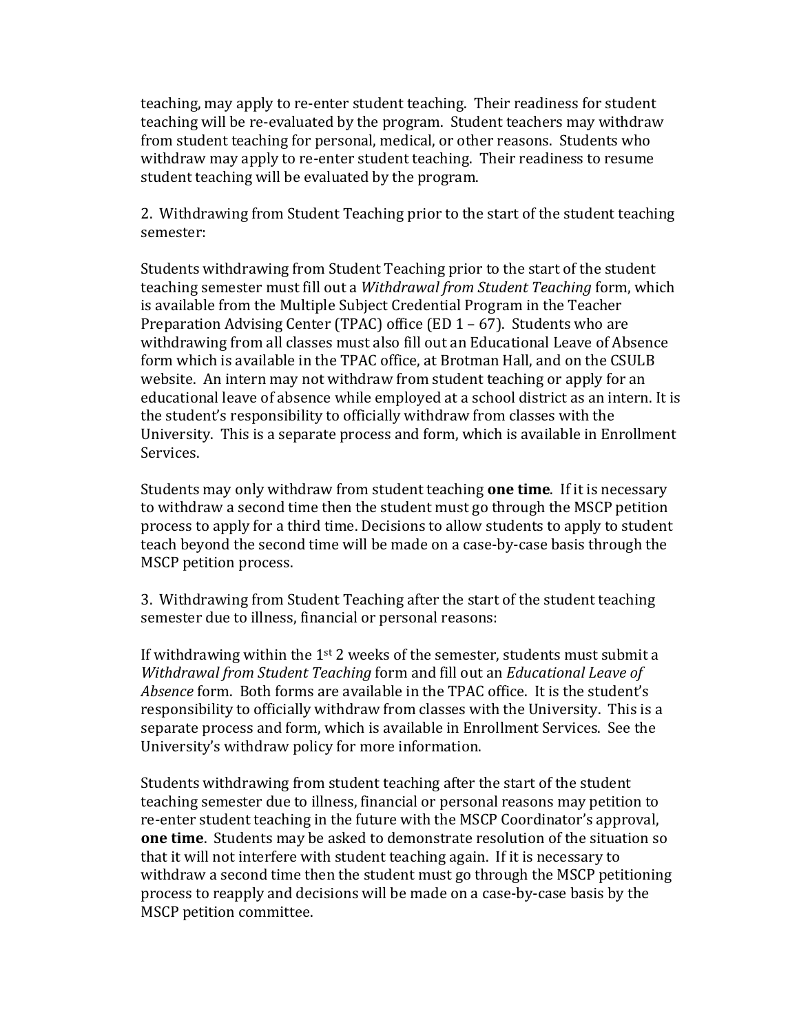teaching, may apply to re-enter student teaching. Their readiness for student teaching will be re-evaluated by the program. Student teachers may withdraw from student teaching for personal, medical, or other reasons. Students who withdraw may apply to re-enter student teaching. Their readiness to resume student teaching will be evaluated by the program.

2. Withdrawing from Student Teaching prior to the start of the student teaching semester:

Students withdrawing from Student Teaching prior to the start of the student teaching semester must fill out a *Withdrawal from Student Teaching* form, which is available from the Multiple Subject Credential Program in the Teacher Preparation Advising Center (TPAC) office (ED 1 – 67). Students who are withdrawing from all classes must also fill out an Educational Leave of Absence form which is available in the TPAC office, at Brotman Hall, and on the CSULB website. An intern may not withdraw from student teaching or apply for an educational leave of absence while employed at a school district as an intern. It is the student's responsibility to officially withdraw from classes with the University. This is a separate process and form, which is available in Enrollment Services.

Students may only withdraw from student teaching **one time**. If it is necessary to withdraw a second time then the student must go through the MSCP petition process to apply for a third time. Decisions to allow students to apply to student teach beyond the second time will be made on a case-by-case basis through the MSCP petition process.

3. Withdrawing from Student Teaching after the start of the student teaching semester due to illness, financial or personal reasons:

If withdrawing within the 1st 2 weeks of the semester, students must submit a *Withdrawal from Student Teaching* form and fill out an *Educational Leave of Absence* form. Both forms are available in the TPAC office. It is the student's responsibility to officially withdraw from classes with the University. This is a separate process and form, which is available in Enrollment Services. See the University's withdraw policy for more information.

Students withdrawing from student teaching after the start of the student teaching semester due to illness, financial or personal reasons may petition to re-enter student teaching in the future with the MSCP Coordinator's approval, **one time**. Students may be asked to demonstrate resolution of the situation so that it will not interfere with student teaching again. If it is necessary to withdraw a second time then the student must go through the MSCP petitioning process to reapply and decisions will be made on a case-by-case basis by the MSCP petition committee.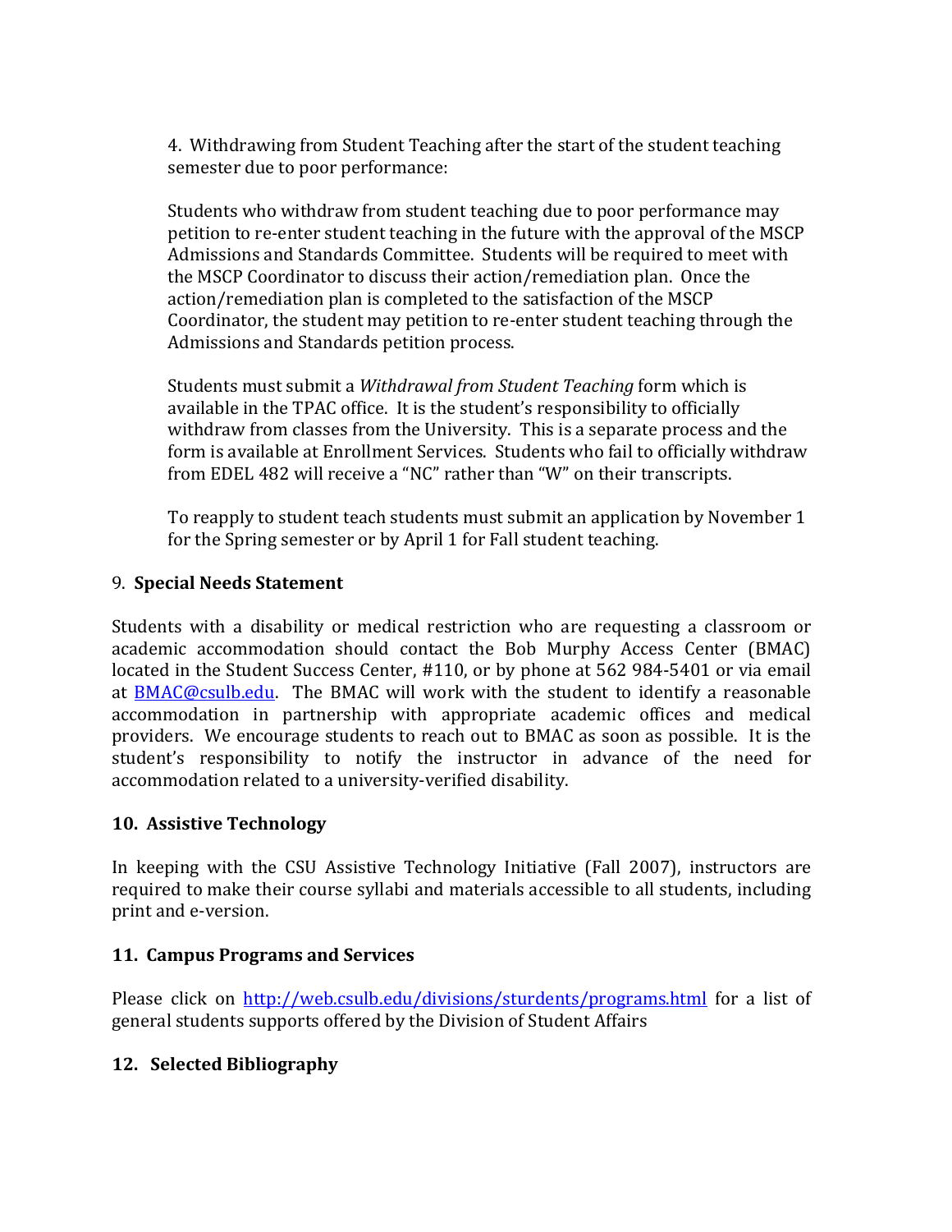4. Withdrawing from Student Teaching after the start of the student teaching semester due to poor performance:

Students who withdraw from student teaching due to poor performance may petition to re-enter student teaching in the future with the approval of the MSCP Admissions and Standards Committee. Students will be required to meet with the MSCP Coordinator to discuss their action/remediation plan. Once the action/remediation plan is completed to the satisfaction of the MSCP Coordinator, the student may petition to re-enter student teaching through the Admissions and Standards petition process.

Students must submit a *Withdrawal from Student Teaching* form which is available in the TPAC office. It is the student's responsibility to officially withdraw from classes from the University. This is a separate process and the form is available at Enrollment Services. Students who fail to officially withdraw from EDEL 482 will receive a "NC" rather than "W" on their transcripts.

To reapply to student teach students must submit an application by November 1 for the Spring semester or by April 1 for Fall student teaching.

## 9. Special Needs Statement

Students with a disability or medical restriction who are requesting a classroom or academic accommodation should contact the Bob Murphy Access Center (BMAC) located in the Student Success Center, #110, or by phone at 562 984-5401 or via email at [BMAC@csulb.edu](mailto:BMAC@csulb.edu). The BMAC will work with the student to identify a reasonable accommodation in partnership with appropriate academic offices and medical providers. We encourage students to reach out to BMAC as soon as possible. It is the student's responsibility to notify the instructor in advance of the need for accommodation related to a university-verified disability.

## 10. Assistive Technology

In keeping with the CSU Assistive Technology Initiative (Fall 2007), instructors are required to make their course syllabi and materials accessible to all students, including print and e-version.

## 11. Campus Programs and Services

Please click on [http://web.csulb.edu/divisions/sturdents/programs.html](http://web.csulb.edu/divisions/sturdents/programs.html) for a list of general students supports offered by the Division of Student Affairs

## 12. Selected Bibliography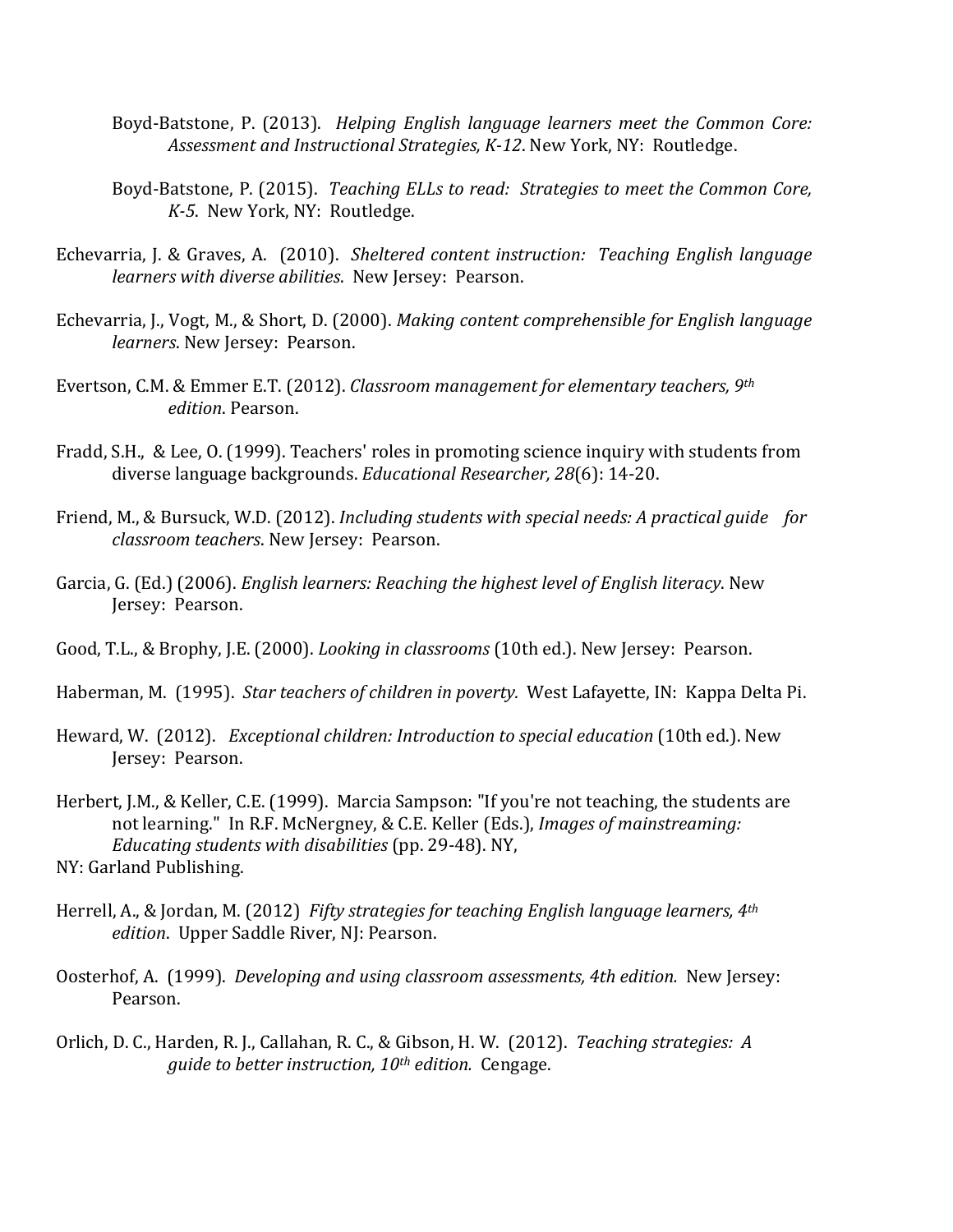Boyd-Batstone, P. (2013). *Helping English language learners meet the Common Core: Assessment and Instructional Strategies, K-12*. New York, NY: Routledge.

Boyd-Batstone, P. (2015). *Teaching ELLs to read: Strategies to meet the Common Core, K-5*. New York, NY: Routledge.

Echevarria, J. & Graves, A. (2010). *Sheltered content instruction: Teaching English language learners with diverse abilities*. New Jersey: Pearson.

Echevarria, J., Vogt, M., & Short, D. (2000). *Making content comprehensible for English language learners*. New Jersey: Pearson.

Evertson, C.M. & Emmer E.T. (2012). *Classroom management for elementary teachers, 9th edition*. Pearson.

Fradd, S.H., & Lee, O. (1999). Teachers' roles in promoting science inquiry with students from diverse language backgrounds. *Educational Researcher, 28*(6): 14-20.

Friend, M., & Bursuck, W.D. (2012). *Including students with special needs: A practical guide for classroom teachers*. New Jersey: Pearson.

Garcia, G. (Ed.) (2006). *English learners: Reaching the highest level of English literacy*. New Jersey: Pearson.

Good, T.L., & Brophy, J.E. (2000). *Looking in classrooms* (10th ed.). New Jersey: Pearson.

Haberman, M. (1995). *Star teachers of children in poverty.* West Lafayette, IN: Kappa Delta Pi.

Heward, W. (2012). *Exceptional children: Introduction to special education* (10th ed.). New Jersey: Pearson.

Herbert, J.M., & Keller, C.E. (1999). Marcia Sampson: "If you're not teaching, the students are not learning." In R.F. McNergney, & C.E. Keller (Eds.), *Images of mainstreaming: Educating students with disabilities* (pp. 29-48). NY, NY: Garland Publishing.

Herrell, A., & Jordan, M. (2012) *Fifty strategies for teaching English language learners, 4th edition*. Upper Saddle River, NJ: Pearson.

Oosterhof, A. (1999). *Developing and using classroom assessments, 4th edition.* New Jersey: Pearson.

Orlich, D. C., Harden, R. J., Callahan, R. C., & Gibson, H. W. (2012). *Teaching strategies: A guide to better instruction, 10th edition.* Cengage.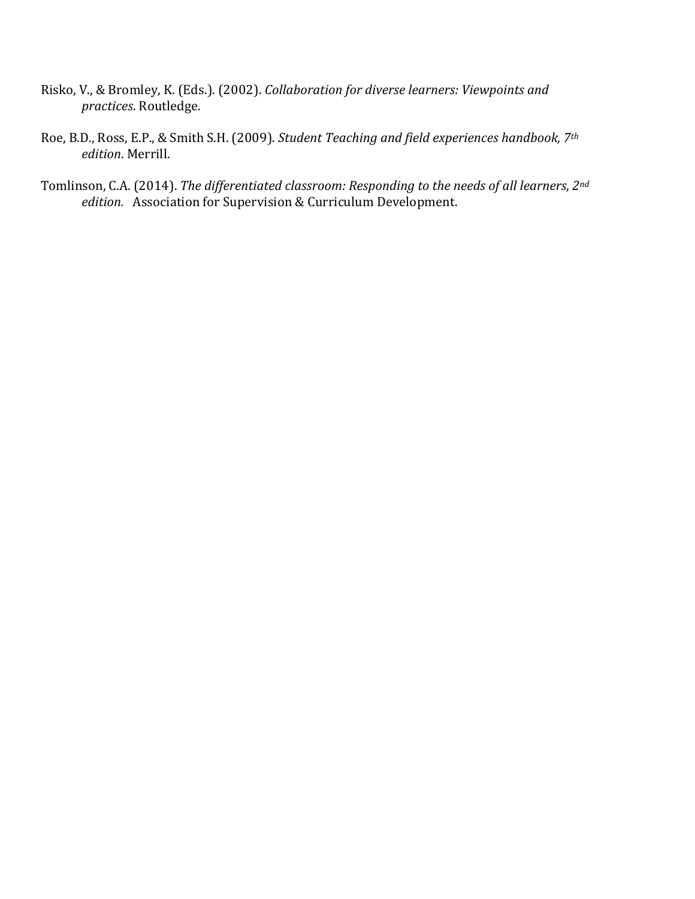Risko, V., & Bromley, K. (Eds.). (2002). *Collaboration for diverse learners: Viewpoints and practices*. Routledge.

Roe, B.D., Ross, E.P., & Smith S.H. (2009). *Student Teaching and field experiences handbook, 7th edition*. Merrill.

Tomlinson, C.A. (2014). *The differentiated classroom: Responding to the needs of all learners, 2nd edition.* Association for Supervision & Curriculum Development.